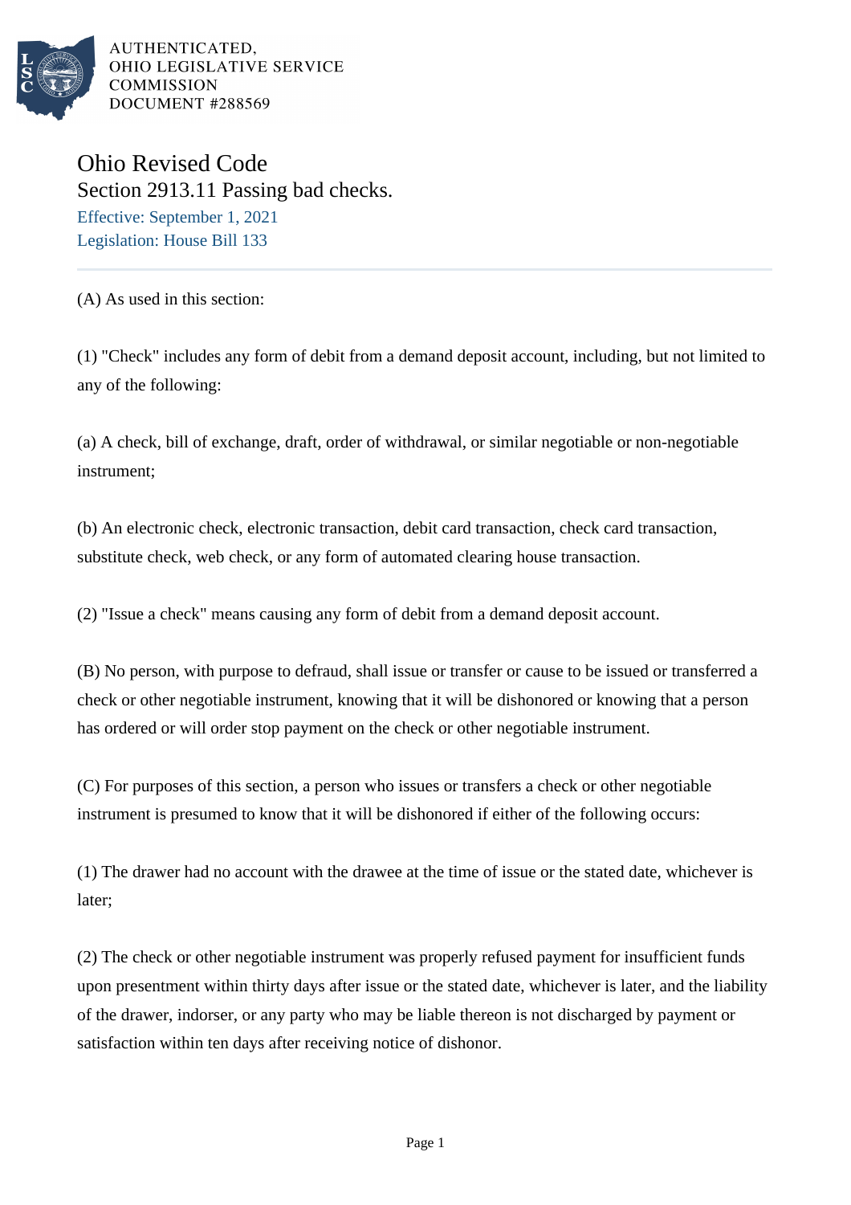AUTHENTICATED,
OHIO LEGISLATIVE SERVICE
COMMISSION
DOCUMENT #288569

# Ohio Revised Code

## Section 2913.11 Passing bad checks.

Effective: September 1, 2021

Legislation: House Bill 133

---

(A) As used in this section:

(1) "Check" includes any form of debit from a demand deposit account, including, but not limited to any of the following:

(a) A check, bill of exchange, draft, order of withdrawal, or similar negotiable or non-negotiable instrument;

(b) An electronic check, electronic transaction, debit card transaction, check card transaction, substitute check, web check, or any form of automated clearing house transaction.

(2) "Issue a check" means causing any form of debit from a demand deposit account.

(B) No person, with purpose to defraud, shall issue or transfer or cause to be issued or transferred a check or other negotiable instrument, knowing that it will be dishonored or knowing that a person has ordered or will order stop payment on the check or other negotiable instrument.

(C) For purposes of this section, a person who issues or transfers a check or other negotiable instrument is presumed to know that it will be dishonored if either of the following occurs:

(1) The drawer had no account with the drawee at the time of issue or the stated date, whichever is later;

(2) The check or other negotiable instrument was properly refused payment for insufficient funds upon presentment within thirty days after issue or the stated date, whichever is later, and the liability of the drawer, indorser, or any party who may be liable thereon is not discharged by payment or satisfaction within ten days after receiving notice of dishonor.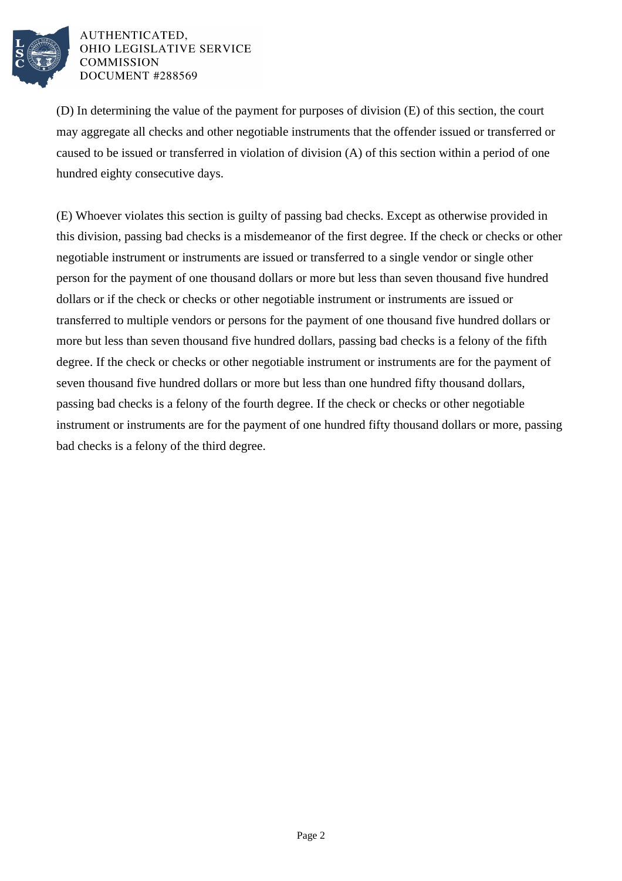(D) In determining the value of the payment for purposes of division (E) of this section, the court may aggregate all checks and other negotiable instruments that the offender issued or transferred or caused to be issued or transferred in violation of division (A) of this section within a period of one hundred eighty consecutive days.

(E) Whoever violates this section is guilty of passing bad checks. Except as otherwise provided in this division, passing bad checks is a misdemeanor of the first degree. If the check or checks or other negotiable instrument or instruments are issued or transferred to a single vendor or single other person for the payment of one thousand dollars or more but less than seven thousand five hundred dollars or if the check or checks or other negotiable instrument or instruments are issued or transferred to multiple vendors or persons for the payment of one thousand five hundred dollars or more but less than seven thousand five hundred dollars, passing bad checks is a felony of the fifth degree. If the check or checks or other negotiable instrument or instruments are for the payment of seven thousand five hundred dollars or more but less than one hundred fifty thousand dollars, passing bad checks is a felony of the fourth degree. If the check or checks or other negotiable instrument or instruments are for the payment of one hundred fifty thousand dollars or more, passing bad checks is a felony of the third degree.